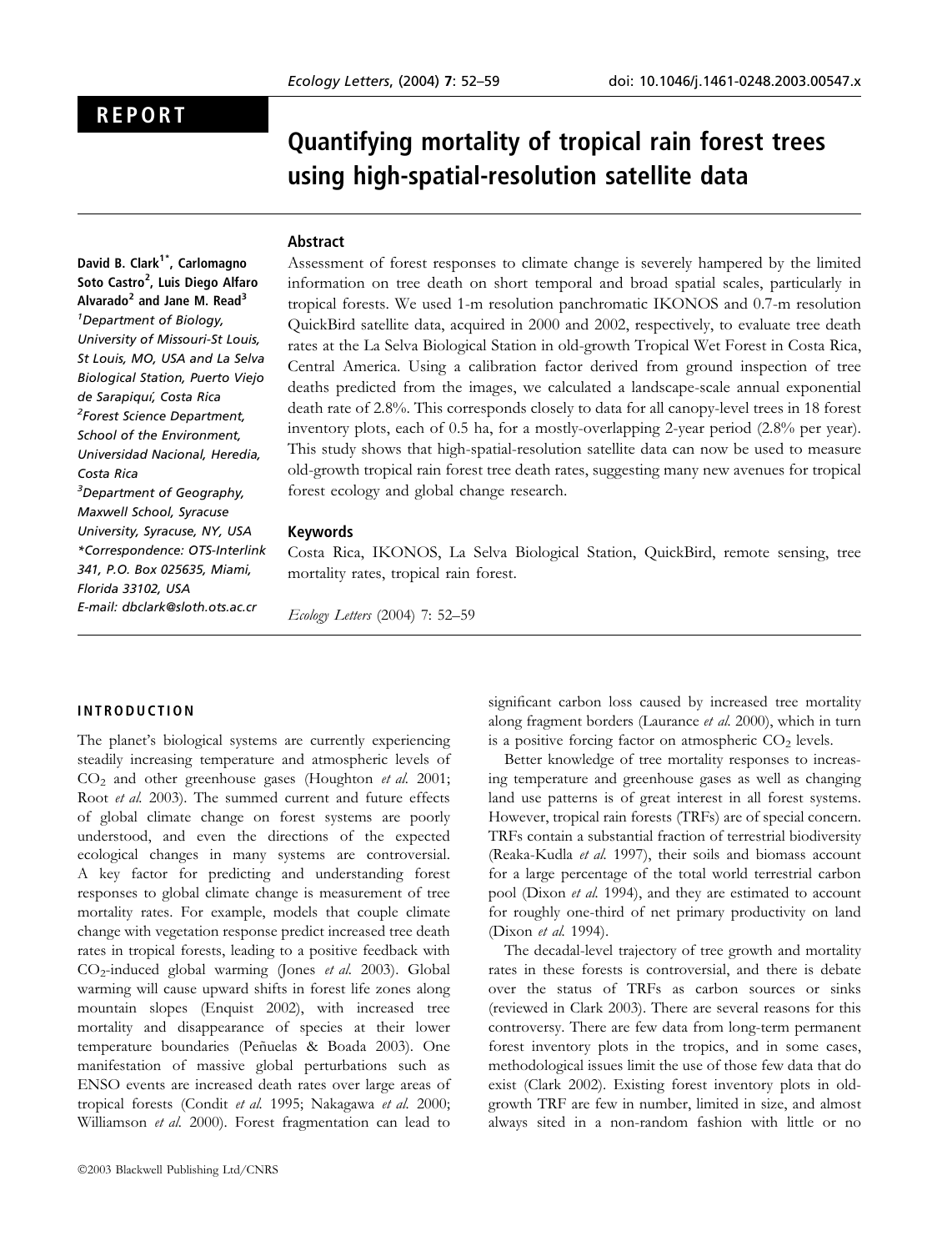REPORT

# Quantifying mortality of tropical rain forest trees using high-spatial-resolution satellite data

**David B. Clark[1*], Carlomagno Soto Castro[2], Luis Diego Alfaro Alvarado[2] and Jane M. Read[3]**

[1]Department of Biology, University of Missouri-St Louis, St Louis, MO, USA and La Selva Biological Station, Puerto Viejo de Sarapiquí, Costa Rica

[2]Forest Science Department, School of the Environment, Universidad Nacional, Heredia, Costa Rica

[3]Department of Geography, Maxwell School, Syracuse University, Syracuse, NY, USA

*Correspondence: OTS-Interlink 341, P.O. Box 025635, Miami, Florida 33102, USA

E-mail: dbclark@sloth.ots.ac.cr

## Abstract

Assessment of forest responses to climate change is severely hampered by the limited information on tree death on short temporal and broad spatial scales, particularly in tropical forests. We used 1-m resolution panchromatic IKONOS and 0.7-m resolution QuickBird satellite data, acquired in 2000 and 2002, respectively, to evaluate tree death rates at the La Selva Biological Station in old-growth Tropical Wet Forest in Costa Rica, Central America. Using a calibration factor derived from ground inspection of tree deaths predicted from the images, we calculated a landscape-scale annual exponential death rate of 2.8%. This corresponds closely to data for all canopy-level trees in 18 forest inventory plots, each of 0.5 ha, for a mostly-overlapping 2-year period (2.8% per year). This study shows that high-spatial-resolution satellite data can now be used to measure old-growth tropical rain forest tree death rates, suggesting many new avenues for tropical forest ecology and global change research.

## Keywords

Costa Rica, IKONOS, La Selva Biological Station, QuickBird, remote sensing, tree mortality rates, tropical rain forest.

*Ecology Letters* (2004) 7: 52–59

## INTRODUCTION

The planet's biological systems are currently experiencing steadily increasing temperature and atmospheric levels of $CO_2$ and other greenhouse gases (Houghton *et al.* 2001; Root *et al.* 2003). The summed current and future effects of global climate change on forest systems are poorly understood, and even the directions of the expected ecological changes in many systems are controversial. A key factor for predicting and understanding forest responses to global climate change is measurement of tree mortality rates. For example, models that couple climate change with vegetation response predict increased tree death rates in tropical forests, leading to a positive feedback with $CO_2$-induced global warming (Jones *et al.* 2003). Global warming will cause upward shifts in forest life zones along mountain slopes (Enquist 2002), with increased tree mortality and disappearance of species at their lower temperature boundaries (Peñuelas & Boada 2003). One manifestation of massive global perturbations such as ENSO events are increased death rates over large areas of tropical forests (Condit *et al.* 1995; Nakagawa *et al.* 2000; Williamson *et al.* 2000). Forest fragmentation can lead to significant carbon loss caused by increased tree mortality along fragment borders (Laurance *et al.* 2000), which in turn is a positive forcing factor on atmospheric $CO_2$ levels.

Better knowledge of tree mortality responses to increasing temperature and greenhouse gases as well as changing land use patterns is of great interest in all forest systems. However, tropical rain forests (TRFs) are of special concern. TRFs contain a substantial fraction of terrestrial biodiversity (Reaka-Kudla *et al.* 1997), their soils and biomass account for a large percentage of the total world terrestrial carbon pool (Dixon *et al.* 1994), and they are estimated to account for roughly one-third of net primary productivity on land (Dixon *et al.* 1994).

The decadal-level trajectory of tree growth and mortality rates in these forests is controversial, and there is debate over the status of TRFs as carbon sources or sinks (reviewed in Clark 2003). There are several reasons for this controversy. There are few data from long-term permanent forest inventory plots in the tropics, and in some cases, methodological issues limit the use of those few data that do exist (Clark 2002). Existing forest inventory plots in old-growth TRF are few in number, limited in size, and almost always sited in a non-random fashion with little or no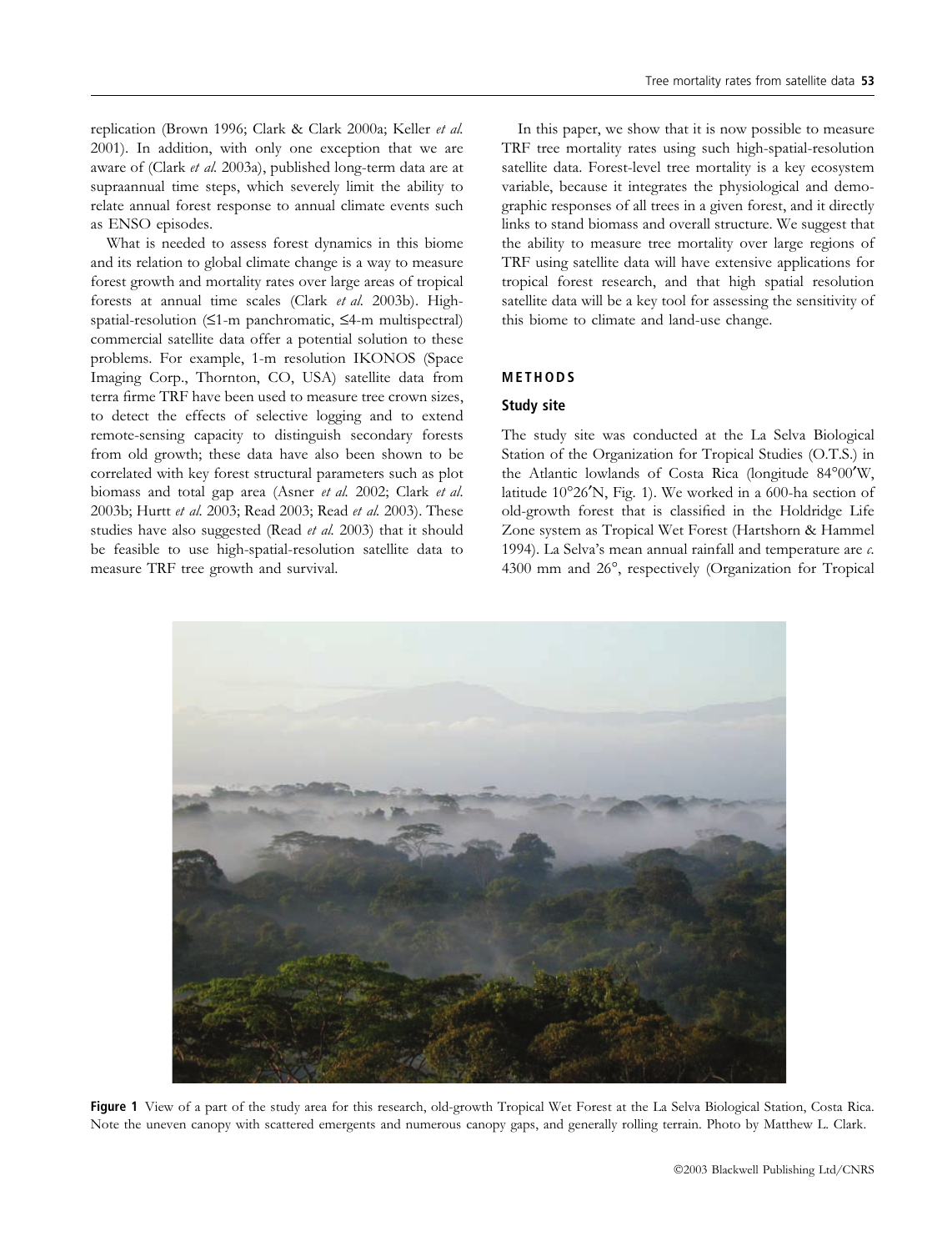replication (Brown 1996; Clark & Clark 2000a; Keller *et al.* 2001). In addition, with only one exception that we are aware of (Clark *et al.* 2003a), published long-term data are at supraannual time steps, which severely limit the ability to relate annual forest response to annual climate events such as ENSO episodes.

What is needed to assess forest dynamics in this biome and its relation to global climate change is a way to measure forest growth and mortality rates over large areas of tropical forests at annual time scales (Clark *et al.* 2003b). High-spatial-resolution (≤1-m panchromatic, ≤4-m multispectral) commercial satellite data offer a potential solution to these problems. For example, 1-m resolution IKONOS (Space Imaging Corp., Thornton, CO, USA) satellite data from terra firme TRF have been used to measure tree crown sizes, to detect the effects of selective logging and to extend remote-sensing capacity to distinguish secondary forests from old growth; these data have also been shown to be correlated with key forest structural parameters such as plot biomass and total gap area (Asner *et al.* 2002; Clark *et al.* 2003b; Hurtt *et al.* 2003; Read 2003; Read *et al.* 2003). These studies have also suggested (Read *et al.* 2003) that it should be feasible to use high-spatial-resolution satellite data to measure TRF tree growth and survival.

In this paper, we show that it is now possible to measure TRF tree mortality rates using such high-spatial-resolution satellite data. Forest-level tree mortality is a key ecosystem variable, because it integrates the physiological and demographic responses of all trees in a given forest, and it directly links to stand biomass and overall structure. We suggest that the ability to measure tree mortality over large regions of TRF using satellite data will have extensive applications for tropical forest research, and that high spatial resolution satellite data will be a key tool for assessing the sensitivity of this biome to climate and land-use change.

## METHODS

### Study site

The study site was conducted at the La Selva Biological Station of the Organization for Tropical Studies (O.T.S.) in the Atlantic lowlands of Costa Rica (longitude 84°00′W, latitude 10°26′N, Fig. 1). We worked in a 600-ha section of old-growth forest that is classified in the Holdridge Life Zone system as Tropical Wet Forest (Hartshorn & Hammel 1994). La Selva's mean annual rainfall and temperature are *c.* 4300 mm and 26°, respectively (Organization for Tropical

**Figure 1** View of a part of the study area for this research, old-growth Tropical Wet Forest at the La Selva Biological Station, Costa Rica. Note the uneven canopy with scattered emergents and numerous canopy gaps, and generally rolling terrain. Photo by Matthew L. Clark.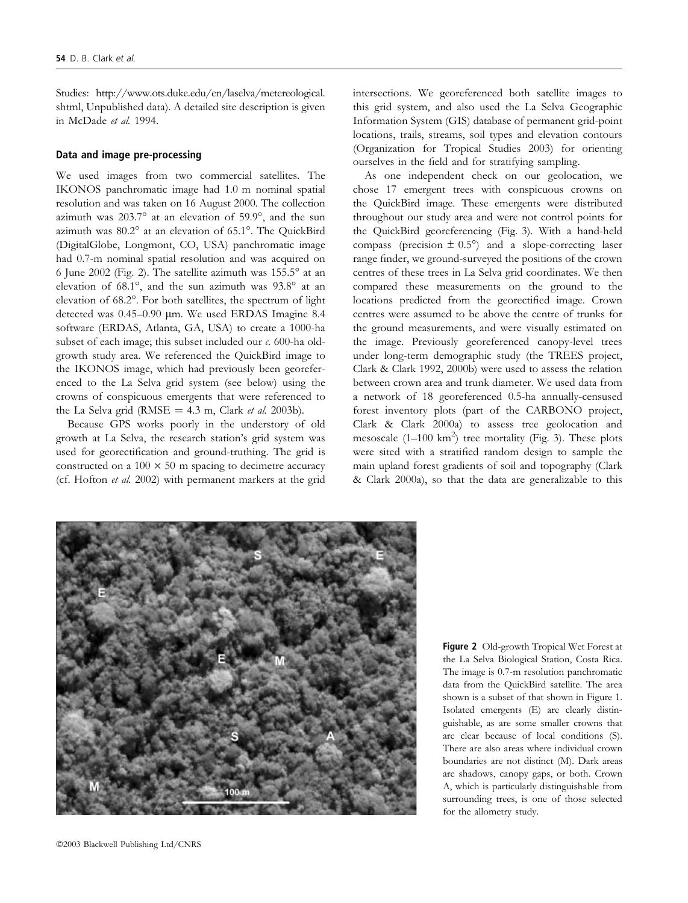Studies: http://www.ots.duke.edu/en/laselva/metereological.shtml, Unpublished data). A detailed site description is given in McDade *et al.* 1994.

### Data and image pre-processing

We used images from two commercial satellites. The IKONOS panchromatic image had 1.0 m nominal spatial resolution and was taken on 16 August 2000. The collection azimuth was 203.7° at an elevation of 59.9°, and the sun azimuth was 80.2° at an elevation of 65.1°. The QuickBird (DigitalGlobe, Longmont, CO, USA) panchromatic image had 0.7-m nominal spatial resolution and was acquired on 6 June 2002 (Fig. 2). The satellite azimuth was 155.5° at an elevation of 68.1°, and the sun azimuth was 93.8° at an elevation of 68.2°. For both satellites, the spectrum of light detected was 0.45–0.90 μm. We used ERDAS Imagine 8.4 software (ERDAS, Atlanta, GA, USA) to create a 1000-ha subset of each image; this subset included our *c.* 600-ha old-growth study area. We referenced the QuickBird image to the IKONOS image, which had previously been georeferenced to the La Selva grid system (see below) using the crowns of conspicuous emergents that were referenced to the La Selva grid (RMSE = 4.3 m, Clark *et al.* 2003b).

Because GPS works poorly in the understory of old growth at La Selva, the research station's grid system was used for georectification and ground-truthing. The grid is constructed on a 100 × 50 m spacing to decimetre accuracy (cf. Hofton *et al.* 2002) with permanent markers at the grid intersections. We georeferenced both satellite images to this grid system, and also used the La Selva Geographic Information System (GIS) database of permanent grid-point locations, trails, streams, soil types and elevation contours (Organization for Tropical Studies 2003) for orienting ourselves in the field and for stratifying sampling.

As one independent check on our geolocation, we chose 17 emergent trees with conspicuous crowns on the QuickBird image. These emergents were distributed throughout our study area and were not control points for the QuickBird georeferencing (Fig. 3). With a hand-held compass (precision ± 0.5°) and a slope-correcting laser range finder, we ground-surveyed the positions of the crown centres of these trees in La Selva grid coordinates. We then compared these measurements on the ground to the locations predicted from the georectified image. Crown centres were assumed to be above the centre of trunks for the ground measurements, and were visually estimated on the image. Previously georeferenced canopy-level trees under long-term demographic study (the TREES project, Clark & Clark 1992, 2000b) were used to assess the relation between crown area and trunk diameter. We used data from a network of 18 georeferenced 0.5-ha annually-censused forest inventory plots (part of the CARBONO project, Clark & Clark 2000a) to assess tree geolocation and mesoscale (1–100 $km^2$) tree mortality (Fig. 3). These plots were sited with a stratified random design to sample the main upland forest gradients of soil and topography (Clark & Clark 2000a), so that the data are generalizable to this

**Figure 2** Old-growth Tropical Wet Forest at the La Selva Biological Station, Costa Rica. The image is 0.7-m resolution panchromatic data from the QuickBird satellite. The area shown is a subset of that shown in Figure 1. Isolated emergents (E) are clearly distinguishable, as are some smaller crowns that are clear because of local conditions (S). There are also areas where individual crown boundaries are not distinct (M). Dark areas are shadows, canopy gaps, or both. Crown A, which is particularly distinguishable from surrounding trees, is one of those selected for the allometry study.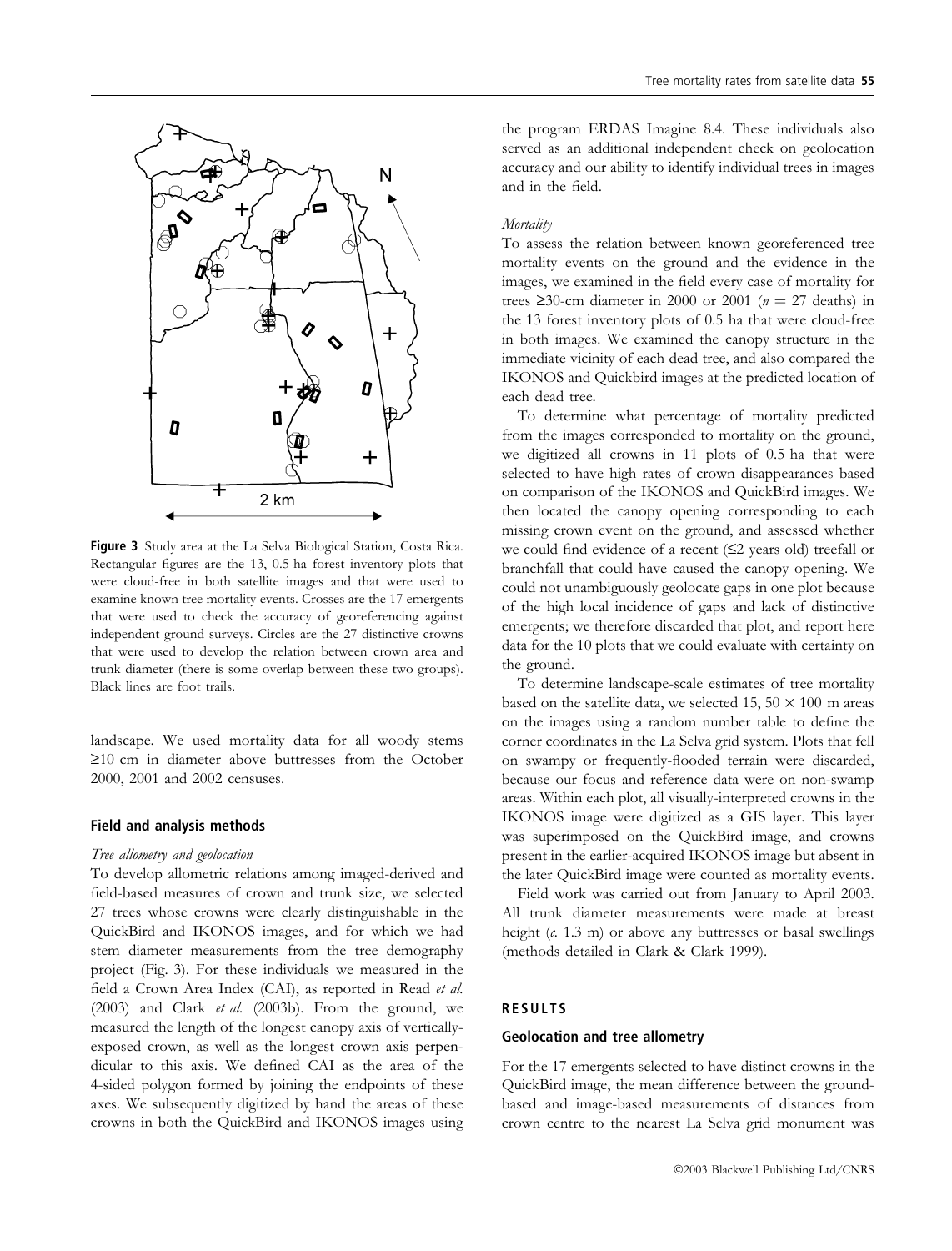**Figure 3** Study area at the La Selva Biological Station, Costa Rica. Rectangular figures are the 13, 0.5-ha forest inventory plots that were cloud-free in both satellite images and that were used to examine known tree mortality events. Crosses are the 17 emergents that were used to check the accuracy of georeferencing against independent ground surveys. Circles are the 27 distinctive crowns that were used to develop the relation between crown area and trunk diameter (there is some overlap between these two groups). Black lines are foot trails.

landscape. We used mortality data for all woody stems ≥10 cm in diameter above buttresses from the October 2000, 2001 and 2002 censuses.

### Field and analysis methods

*Tree allometry and geolocation*

To develop allometric relations among imaged-derived and field-based measures of crown and trunk size, we selected 27 trees whose crowns were clearly distinguishable in the QuickBird and IKONOS images, and for which we had stem diameter measurements from the tree demography project (Fig. 3). For these individuals we measured in the field a Crown Area Index (CAI), as reported in Read *et al.* (2003) and Clark *et al.* (2003b). From the ground, we measured the length of the longest canopy axis of vertically-exposed crown, as well as the longest crown axis perpendicular to this axis. We defined CAI as the area of the 4-sided polygon formed by joining the endpoints of these axes. We subsequently digitized by hand the areas of these crowns in both the QuickBird and IKONOS images using the program ERDAS Imagine 8.4. These individuals also served as an additional independent check on geolocation accuracy and our ability to identify individual trees in images and in the field.

*Mortality*

To assess the relation between known georeferenced tree mortality events on the ground and the evidence in the images, we examined in the field every case of mortality for trees ≥30-cm diameter in 2000 or 2001 ($n = 27$ deaths) in the 13 forest inventory plots of 0.5 ha that were cloud-free in both images. We examined the canopy structure in the immediate vicinity of each dead tree, and also compared the IKONOS and Quickbird images at the predicted location of each dead tree.

To determine what percentage of mortality predicted from the images corresponded to mortality on the ground, we digitized all crowns in 11 plots of 0.5 ha that were selected to have high rates of crown disappearances based on comparison of the IKONOS and QuickBird images. We then located the canopy opening corresponding to each missing crown event on the ground, and assessed whether we could find evidence of a recent (≤2 years old) treefall or branchfall that could have caused the canopy opening. We could not unambiguously geolocate gaps in one plot because of the high local incidence of gaps and lack of distinctive emergents; we therefore discarded that plot, and report here data for the 10 plots that we could evaluate with certainty on the ground.

To determine landscape-scale estimates of tree mortality based on the satellite data, we selected 15, 50 × 100 m areas on the images using a random number table to define the corner coordinates in the La Selva grid system. Plots that fell on swampy or frequently-flooded terrain were discarded, because our focus and reference data were on non-swamp areas. Within each plot, all visually-interpreted crowns in the IKONOS image were digitized as a GIS layer. This layer was superimposed on the QuickBird image, and crowns present in the earlier-acquired IKONOS image but absent in the later QuickBird image were counted as mortality events.

Field work was carried out from January to April 2003. All trunk diameter measurements were made at breast height (*c.* 1.3 m) or above any buttresses or basal swellings (methods detailed in Clark & Clark 1999).

## RESULTS

### Geolocation and tree allometry

For the 17 emergents selected to have distinct crowns in the QuickBird image, the mean difference between the ground-based and image-based measurements of distances from crown centre to the nearest La Selva grid monument was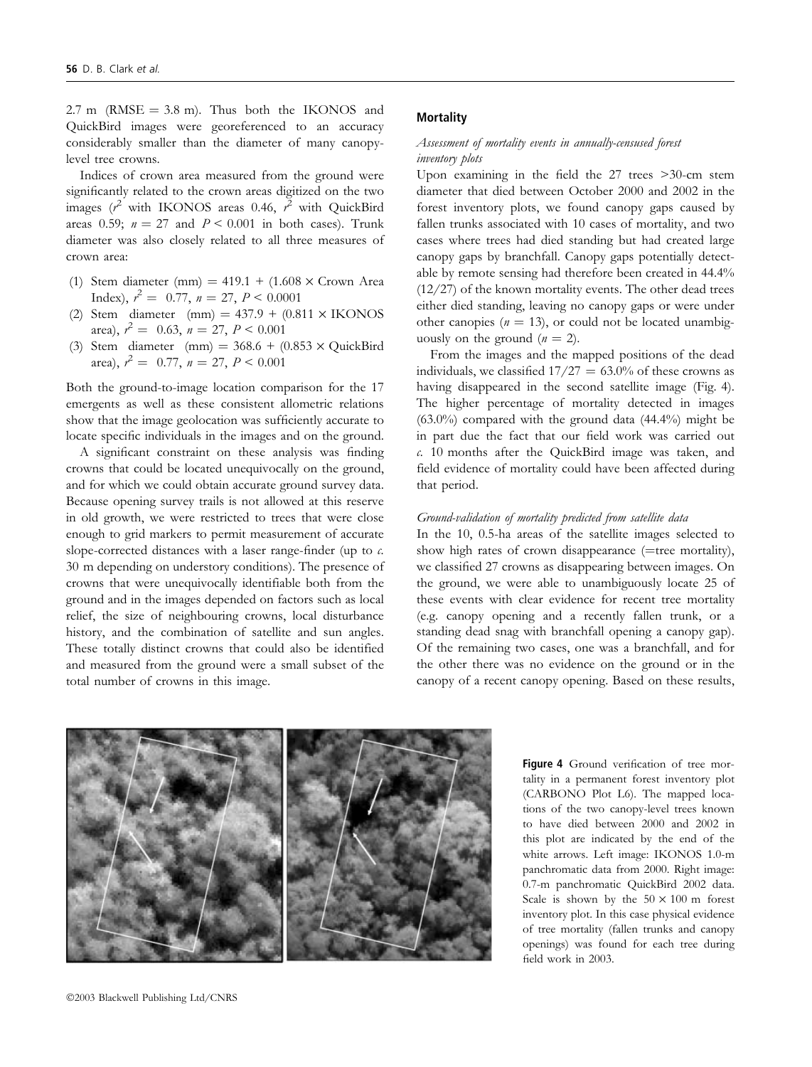2.7 m (RMSE = 3.8 m). Thus both the IKONOS and QuickBird images were georeferenced to an accuracy considerably smaller than the diameter of many canopy-level tree crowns.

Indices of crown area measured from the ground were significantly related to the crown areas digitized on the two images ($r^2$ with IKONOS areas 0.46, $r^2$ with QuickBird areas 0.59; $n = 27$ and $P < 0.001$ in both cases). Trunk diameter was also closely related to all three measures of crown area:

1. Stem diameter (mm) = 419.1 + (1.608 × Crown Area Index), $r^2 = 0.77$, $n = 27$, $P < 0.0001$
2. Stem diameter (mm) = 437.9 + (0.811 × IKONOS area), $r^2 = 0.63$, $n = 27$, $P < 0.001$
3. Stem diameter (mm) = 368.6 + (0.853 × QuickBird area), $r^2 = 0.77$, $n = 27$, $P < 0.001$

Both the ground-to-image location comparison for the 17 emergents as well as these consistent allometric relations show that the image geolocation was sufficiently accurate to locate specific individuals in the images and on the ground.

A significant constraint on these analysis was finding crowns that could be located unequivocally on the ground, and for which we could obtain accurate ground survey data. Because opening survey trails is not allowed at this reserve in old growth, we were restricted to trees that were close enough to grid markers to permit measurement of accurate slope-corrected distances with a laser range-finder (up to *c.* 30 m depending on understory conditions). The presence of crowns that were unequivocally identifiable both from the ground and in the images depended on factors such as local relief, the size of neighbouring crowns, local disturbance history, and the combination of satellite and sun angles. These totally distinct crowns that could also be identified and measured from the ground were a small subset of the total number of crowns in this image.

## Mortality

### *Assessment of mortality events in annually-censused forest inventory plots*

Upon examining in the field the 27 trees >30-cm stem diameter that died between October 2000 and 2002 in the forest inventory plots, we found canopy gaps caused by fallen trunks associated with 10 cases of mortality, and two cases where trees had died standing but had created large canopy gaps by branchfall. Canopy gaps potentially detectable by remote sensing had therefore been created in 44.4% (12/27) of the known mortality events. The other dead trees either died standing, leaving no canopy gaps or were under other canopies ($n = 13$), or could not be located unambiguously on the ground ($n = 2$).

From the images and the mapped positions of the dead individuals, we classified 17/27 = 63.0% of these crowns as having disappeared in the second satellite image (Fig. 4). The higher percentage of mortality detected in images (63.0%) compared with the ground data (44.4%) might be in part due the fact that our field work was carried out *c.* 10 months after the QuickBird image was taken, and field evidence of mortality could have been affected during that period.

### *Ground-validation of mortality predicted from satellite data*

In the 10, 0.5-ha areas of the satellite images selected to show high rates of crown disappearance (=tree mortality), we classified 27 crowns as disappearing between images. On the ground, we were able to unambiguously locate 25 of these events with clear evidence for recent tree mortality (e.g. canopy opening and a recently fallen trunk, or a standing dead snag with branchfall opening a canopy gap). Of the remaining two cases, one was a branchfall, and for the other there was no evidence on the ground or in the canopy of a recent canopy opening. Based on these results,

**Figure 4** Ground verification of tree mortality in a permanent forest inventory plot (CARBONO Plot L6). The mapped locations of the two canopy-level trees known to have died between 2000 and 2002 in this plot are indicated by the end of the white arrows. Left image: IKONOS 1.0-m panchromatic data from 2000. Right image: 0.7-m panchromatic QuickBird 2002 data. Scale is shown by the 50 × 100 m forest inventory plot. In this case physical evidence of tree mortality (fallen trunks and canopy openings) was found for each tree during field work in 2003.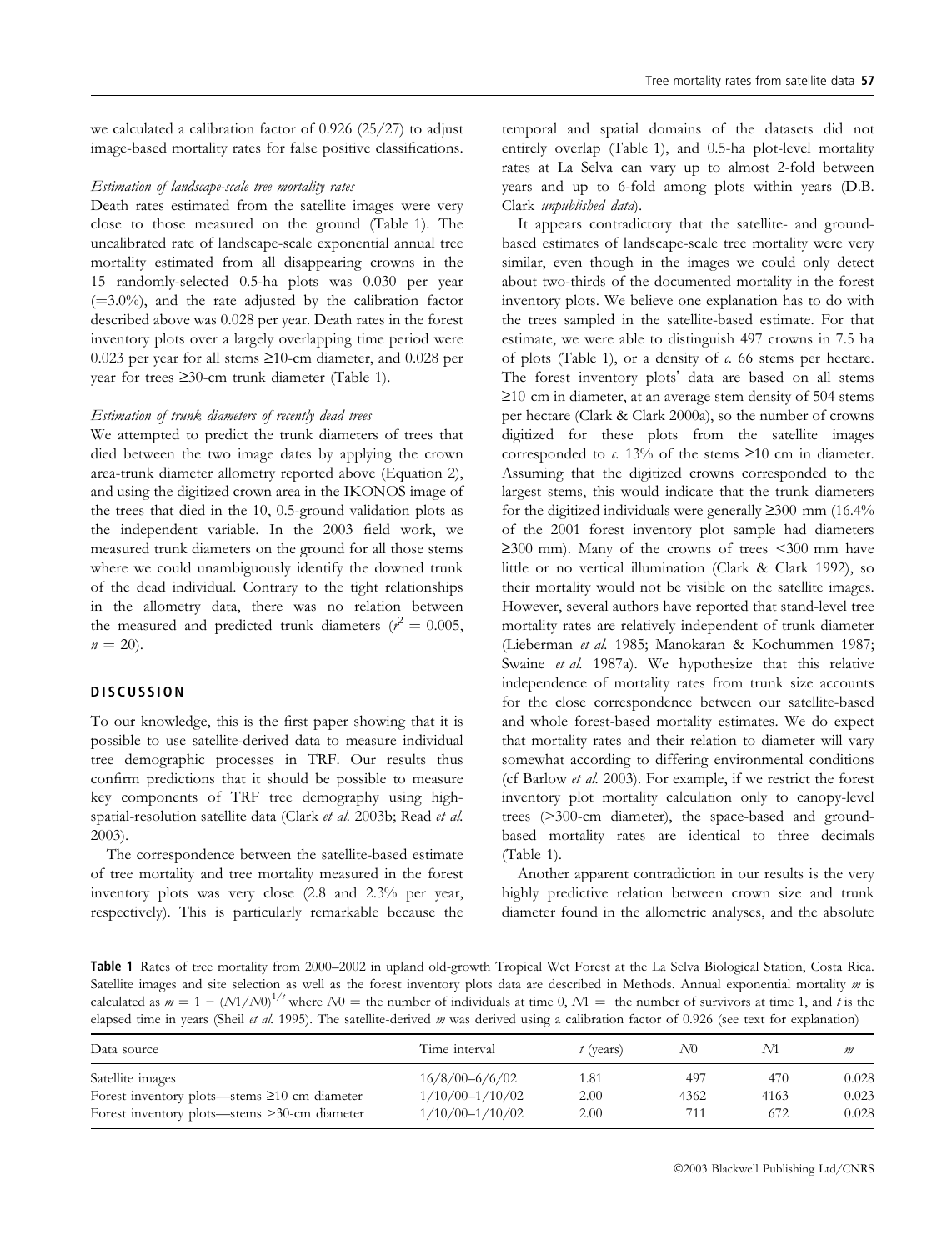we calculated a calibration factor of 0.926 (25/27) to adjust image-based mortality rates for false positive classifications.

### *Estimation of landscape-scale tree mortality rates*

Death rates estimated from the satellite images were very close to those measured on the ground (Table 1). The uncalibrated rate of landscape-scale exponential annual tree mortality estimated from all disappearing crowns in the 15 randomly-selected 0.5-ha plots was 0.030 per year (=3.0%), and the rate adjusted by the calibration factor described above was 0.028 per year. Death rates in the forest inventory plots over a largely overlapping time period were 0.023 per year for all stems ≥10-cm diameter, and 0.028 per year for trees ≥30-cm trunk diameter (Table 1).

### *Estimation of trunk diameters of recently dead trees*

We attempted to predict the trunk diameters of trees that died between the two image dates by applying the crown area-trunk diameter allometry reported above (Equation 2), and using the digitized crown area in the IKONOS image of the trees that died in the 10, 0.5-ground validation plots as the independent variable. In the 2003 field work, we measured trunk diameters on the ground for all those stems where we could unambiguously identify the downed trunk of the dead individual. Contrary to the tight relationships in the allometry data, there was no relation between the measured and predicted trunk diameters ($r^2 = 0.005$, $n = 20$).

## DISCUSSION

To our knowledge, this is the first paper showing that it is possible to use satellite-derived data to measure individual tree demographic processes in TRF. Our results thus confirm predictions that it should be possible to measure key components of TRF tree demography using high-spatial-resolution satellite data (Clark *et al.* 2003b; Read *et al.* 2003).

The correspondence between the satellite-based estimate of tree mortality and tree mortality measured in the forest inventory plots was very close (2.8 and 2.3% per year, respectively). This is particularly remarkable because the temporal and spatial domains of the datasets did not entirely overlap (Table 1), and 0.5-ha plot-level mortality rates at La Selva can vary up to almost 2-fold between years and up to 6-fold among plots within years (D.B. Clark *unpublished data*).

It appears contradictory that the satellite- and ground-based estimates of landscape-scale tree mortality were very similar, even though in the images we could only detect about two-thirds of the documented mortality in the forest inventory plots. We believe one explanation has to do with the trees sampled in the satellite-based estimate. For that estimate, we were able to distinguish 497 crowns in 7.5 ha of plots (Table 1), or a density of *c.* 66 stems per hectare. The forest inventory plots' data are based on all stems ≥10 cm in diameter, at an average stem density of 504 stems per hectare (Clark & Clark 2000a), so the number of crowns digitized for these plots from the satellite images corresponded to *c.* 13% of the stems ≥10 cm in diameter. Assuming that the digitized crowns corresponded to the largest stems, this would indicate that the trunk diameters for the digitized individuals were generally ≥300 mm (16.4% of the 2001 forest inventory plot sample had diameters ≥300 mm). Many of the crowns of trees <300 mm have little or no vertical illumination (Clark & Clark 1992), so their mortality would not be visible on the satellite images. However, several authors have reported that stand-level tree mortality rates are relatively independent of trunk diameter (Lieberman *et al.* 1985; Manokaran & Kochummen 1987; Swaine *et al.* 1987a). We hypothesize that this relative independence of mortality rates from trunk size accounts for the close correspondence between our satellite-based and whole forest-based mortality estimates. We do expect that mortality rates and their relation to diameter will vary somewhat according to differing environmental conditions (cf Barlow *et al.* 2003). For example, if we restrict the forest inventory plot mortality calculation only to canopy-level trees (>300-cm diameter), the space-based and ground-based mortality rates are identical to three decimals (Table 1).

Another apparent contradiction in our results is the very highly predictive relation between crown size and trunk diameter found in the allometric analyses, and the absolute

**Table 1** Rates of tree mortality from 2000–2002 in upland old-growth Tropical Wet Forest at the La Selva Biological Station, Costa Rica. Satellite images and site selection as well as the forest inventory plots data are described in Methods. Annual exponential mortality $m$ is calculated as $m = 1 - (N1/N0)^{1/t}$ where $N0$ = the number of individuals at time 0, $N1$ = the number of survivors at time 1, and $t$ is the elapsed time in years (Sheil *et al.* 1995). The satellite-derived $m$ was derived using a calibration factor of 0.926 (see text for explanation)

| Data source | Time interval | $t$ (years) | $N0$ | $N1$ | $m$ |
|---|---|---|---|---|---|
| Satellite images | 16/8/00–6/6/02 | 1.81 | 497 | 470 | 0.028 |
| Forest inventory plots—stems ≥10-cm diameter | 1/10/00–1/10/02 | 2.00 | 4362 | 4163 | 0.023 |
| Forest inventory plots—stems >30-cm diameter | 1/10/00–1/10/02 | 2.00 | 711 | 672 | 0.028 |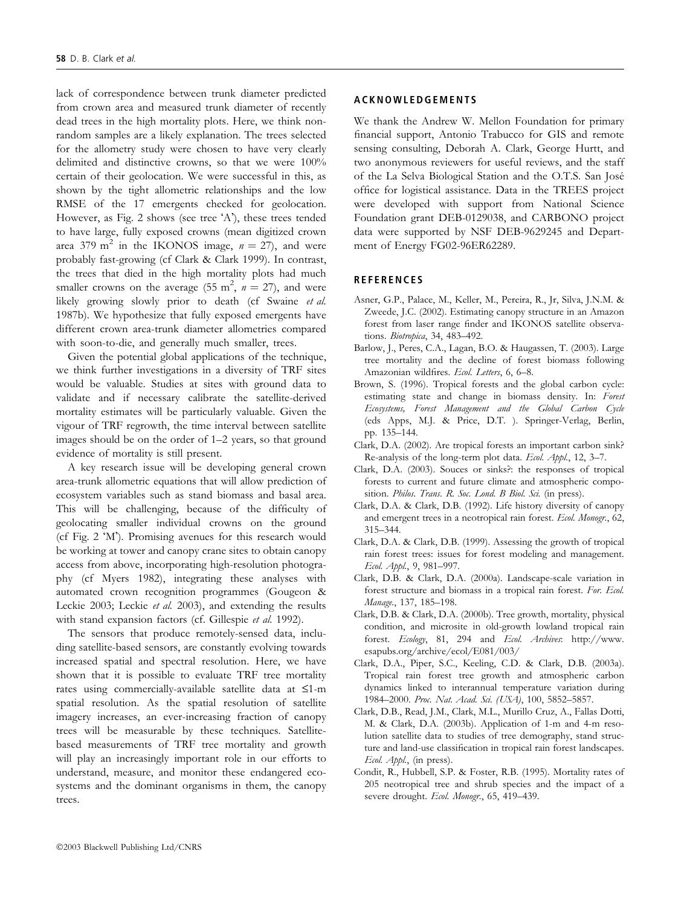lack of correspondence between trunk diameter predicted from crown area and measured trunk diameter of recently dead trees in the high mortality plots. Here, we think non-random samples are a likely explanation. The trees selected for the allometry study were chosen to have very clearly delimited and distinctive crowns, so that we were 100% certain of their geolocation. We were successful in this, as shown by the tight allometric relationships and the low RMSE of the 17 emergents checked for geolocation. However, as Fig. 2 shows (see tree 'A'), these trees tended to have large, fully exposed crowns (mean digitized crown area 379 $m^2$ in the IKONOS image, $n = 27$), and were probably fast-growing (cf Clark & Clark 1999). In contrast, the trees that died in the high mortality plots had much smaller crowns on the average (55 $m^2$, $n = 27$), and were likely growing slowly prior to death (cf Swaine *et al.* 1987b). We hypothesize that fully exposed emergents have different crown area-trunk diameter allometries compared with soon-to-die, and generally much smaller, trees.

Given the potential global applications of the technique, we think further investigations in a diversity of TRF sites would be valuable. Studies at sites with ground data to validate and if necessary calibrate the satellite-derived mortality estimates will be particularly valuable. Given the vigour of TRF regrowth, the time interval between satellite images should be on the order of 1–2 years, so that ground evidence of mortality is still present.

A key research issue will be developing general crown area-trunk allometric equations that will allow prediction of ecosystem variables such as stand biomass and basal area. This will be challenging, because of the difficulty of geolocating smaller individual crowns on the ground (cf Fig. 2 'M'). Promising avenues for this research would be working at tower and canopy crane sites to obtain canopy access from above, incorporating high-resolution photography (cf Myers 1982), integrating these analyses with automated crown recognition programmes (Gougeon & Leckie 2003; Leckie *et al.* 2003), and extending the results with stand expansion factors (cf. Gillespie *et al.* 1992).

The sensors that produce remotely-sensed data, including satellite-based sensors, are constantly evolving towards increased spatial and spectral resolution. Here, we have shown that it is possible to evaluate TRF tree mortality rates using commercially-available satellite data at ≤1-m spatial resolution. As the spatial resolution of satellite imagery increases, an ever-increasing fraction of canopy trees will be measurable by these techniques. Satellite-based measurements of TRF tree mortality and growth will play an increasingly important role in our efforts to understand, measure, and monitor these endangered ecosystems and the dominant organisms in them, the canopy trees.

## ACKNOWLEDGEMENTS

We thank the Andrew W. Mellon Foundation for primary financial support, Antonio Trabucco for GIS and remote sensing consulting, Deborah A. Clark, George Hurtt, and two anonymous reviewers for useful reviews, and the staff of the La Selva Biological Station and the O.T.S. San José office for logistical assistance. Data in the TREES project were developed with support from National Science Foundation grant DEB-0129038, and CARBONO project data were supported by NSF DEB-9629245 and Department of Energy FG02-96ER62289.

## REFERENCES

Asner, G.P., Palace, M., Keller, M., Pereira, R., Jr, Silva, J.N.M. & Zweede, J.C. (2002). Estimating canopy structure in an Amazon forest from laser range finder and IKONOS satellite observations. *Biotropica*, 34, 483–492.

Barlow, J., Peres, C.A., Lagan, B.O. & Haugassen, T. (2003). Large tree mortality and the decline of forest biomass following Amazonian wildfires. *Ecol. Letters*, 6, 6–8.

Brown, S. (1996). Tropical forests and the global carbon cycle: estimating state and change in biomass density. In: *Forest Ecosystems, Forest Management and the Global Carbon Cycle* (eds Apps, M.J. & Price, D.T. ). Springer-Verlag, Berlin, pp. 135–144.

Clark, D.A. (2002). Are tropical forests an important carbon sink? Re-analysis of the long-term plot data. *Ecol. Appl.*, 12, 3–7.

Clark, D.A. (2003). Souces or sinks?: the responses of tropical forests to current and future climate and atmospheric composition. *Philos. Trans. R. Soc. Lond. B Biol. Sci.* (in press).

Clark, D.A. & Clark, D.B. (1992). Life history diversity of canopy and emergent trees in a neotropical rain forest. *Ecol. Monogr.*, 62, 315–344.

Clark, D.A. & Clark, D.B. (1999). Assessing the growth of tropical rain forest trees: issues for forest modeling and management. *Ecol. Appl.*, 9, 981–997.

Clark, D.B. & Clark, D.A. (2000a). Landscape-scale variation in forest structure and biomass in a tropical rain forest. *For. Ecol. Manage.*, 137, 185–198.

Clark, D.B. & Clark, D.A. (2000b). Tree growth, mortality, physical condition, and microsite in old-growth lowland tropical rain forest. *Ecology*, 81, 294 and *Ecol. Archives*: http://www.esapubs.org/archive/ecol/E081/003/

Clark, D.A., Piper, S.C., Keeling, C.D. & Clark, D.B. (2003a). Tropical rain forest tree growth and atmospheric carbon dynamics linked to interannual temperature variation during 1984–2000. *Proc. Nat. Acad. Sci. (USA)*, 100, 5852–5857.

Clark, D.B., Read, J.M., Clark, M.L., Murillo Cruz, A., Fallas Dotti, M. & Clark, D.A. (2003b). Application of 1-m and 4-m resolution satellite data to studies of tree demography, stand structure and land-use classification in tropical rain forest landscapes. *Ecol. Appl.*, (in press).

Condit, R., Hubbell, S.P. & Foster, R.B. (1995). Mortality rates of 205 neotropical tree and shrub species and the impact of a severe drought. *Ecol. Monogr.*, 65, 419–439.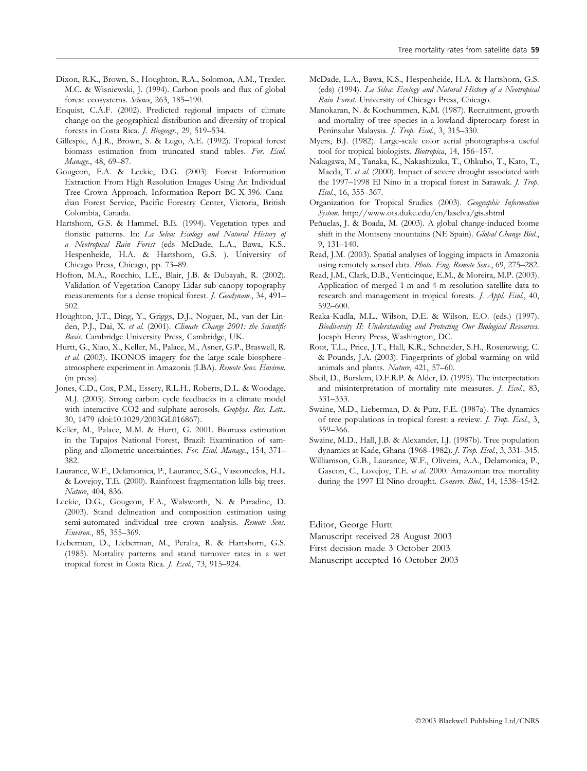Dixon, R.K., Brown, S., Houghton, R.A., Solomon, A.M., Trexler, M.C. & Wisniewski, J. (1994). Carbon pools and flux of global forest ecosystems. *Science*, 263, 185–190.

Enquist, C.A.F. (2002). Predicted regional impacts of climate change on the geographical distribution and diversity of tropical forests in Costa Rica. *J. Biogeogr.*, 29, 519–534.

Gillespie, A.J.R., Brown, S. & Lugo, A.E. (1992). Tropical forest biomass estimation from truncated stand tables. *For. Ecol. Manage.*, 48, 69–87.

Gougeon, F.A. & Leckie, D.G. (2003). Forest Information Extraction From High Resolution Images Using An Individual Tree Crown Approach. Information Report BC-X-396. Canadian Forest Service, Pacific Forestry Center, Victoria, British Colombia, Canada.

Hartshorn, G.S. & Hammel, B.E. (1994). Vegetation types and floristic patterns. In: *La Selva: Ecology and Natural History of a Neotropical Rain Forest* (eds McDade, L.A., Bawa, K.S., Hespenheide, H.A. & Hartshorn, G.S. ). University of Chicago Press, Chicago, pp. 73–89.

Hofton, M.A., Rocchio, L.E., Blair, J.B. & Dubayah, R. (2002). Validation of Vegetation Canopy Lidar sub-canopy topography measurements for a dense tropical forest. *J. Geodynam.*, 34, 491–502.

Houghton, J.T., Ding, Y., Griggs, D.J., Noguer, M., van der Linden, P.J., Dai, X. *et al.* (2001). *Climate Change 2001: the Scientific Basis*. Cambridge University Press, Cambridge, UK.

Hurtt, G., Xiao, X., Keller, M., Palace, M., Asner, G.P., Braswell, R. *et al.* (2003). IKONOS imagery for the large scale biosphere–atmosphere experiment in Amazonia (LBA). *Remote Sens. Environ.* (in press).

Jones, C.D., Cox, P.M., Essery, R.L.H., Roberts, D.L. & Woodage, M.J. (2003). Strong carbon cycle feedbacks in a climate model with interactive CO2 and sulphate aerosols. *Geophys. Res. Lett.*, 30, 1479 (doi:10.1029/2003GL016867).

Keller, M., Palace, M.M. & Hurtt, G. 2001. Biomass estimation in the Tapajos National Forest, Brazil: Examination of sampling and allometric uncertainties. *For. Ecol. Manage.*, 154, 371–382.

Laurance, W.F., Delamonica, P., Laurance, S.G., Vasconcelos, H.L. & Lovejoy, T.E. (2000). Rainforest fragmentation kills big trees. *Nature*, 404, 836.

Leckie, D.G., Gougeon, F.A., Walsworth, N. & Paradine, D. (2003). Stand delineation and composition estimation using semi-automated individual tree crown analysis. *Remote Sens. Environ.*, 85, 355–369.

Lieberman, D., Lieberman, M., Peralta, R. & Hartshorn, G.S. (1985). Mortality patterns and stand turnover rates in a wet tropical forest in Costa Rica. *J. Ecol.*, 73, 915–924.

McDade, L.A., Bawa, K.S., Hespenheide, H.A. & Hartshorn, G.S. (eds) (1994). *La Selva: Ecology and Natural History of a Neotropical Rain Forest*. University of Chicago Press, Chicago.

Manokaran, N. & Kochummen, K.M. (1987). Recruitment, growth and mortality of tree species in a lowland dipterocarp forest in Peninsular Malaysia. *J. Trop. Ecol.*, 3, 315–330.

Myers, B.J. (1982). Large-scale color aerial photographs-a useful tool for tropical biologists. *Biotropica*, 14, 156–157.

Nakagawa, M., Tanaka, K., Nakashizuka, T., Ohkubo, T., Kato, T., Maeda, T. *et al.* (2000). Impact of severe drought associated with the 1997–1998 El Nino in a tropical forest in Sarawak. *J. Trop. Ecol.*, 16, 355–367.

Organization for Tropical Studies (2003). *Geographic Information System*. http://www.ots.duke.edu/en/laselva/gis.shtml

Peñuelas, J. & Boada, M. (2003). A global change-induced biome shift in the Montseny mountains (NE Spain). *Global Change Biol.*, 9, 131–140.

Read, J.M. (2003). Spatial analyses of logging impacts in Amazonia using remotely sensed data. *Photo. Eng. Remote Sens.*, 69, 275–282.

Read, J.M., Clark, D.B., Venticinque, E.M., & Moreira, M.P. (2003). Application of merged 1-m and 4-m resolution satellite data to research and management in tropical forests. *J. Appl. Ecol.*, 40, 592–600.

Reaka-Kudla, M.L., Wilson, D.E. & Wilson, E.O. (eds.) (1997). *Biodiversity II: Understanding and Protecting Our Biological Resources*. Joesph Henry Press, Washington, DC.

Root, T.L., Price, J.T., Hall, K.R., Schneider, S.H., Rosenzweig, C. & Pounds, J.A. (2003). Fingerprints of global warming on wild animals and plants. *Nature*, 421, 57–60.

Sheil, D., Burslem, D.F.R.P. & Alder, D. (1995). The interpretation and misinterpretation of mortality rate measures. *J. Ecol.*, 83, 331–333.

Swaine, M.D., Lieberman, D. & Putz, F.E. (1987a). The dynamics of tree populations in tropical forest: a review. *J. Trop. Ecol.*, 3, 359–366.

Swaine, M.D., Hall, J.B. & Alexander, I.J. (1987b). Tree population dynamics at Kade, Ghana (1968–1982). *J. Trop. Ecol.*, 3, 331–345.

Williamson, G.B., Laurance, W.F., Oliveira, A.A., Delamonica, P., Gascon, C., Lovejoy, T.E. *et al.* 2000. Amazonian tree mortality during the 1997 El Nino drought. *Conserv. Biol.*, 14, 1538–1542.

Editor, George Hurtt
Manuscript received 28 August 2003
First decision made 3 October 2003
Manuscript accepted 16 October 2003